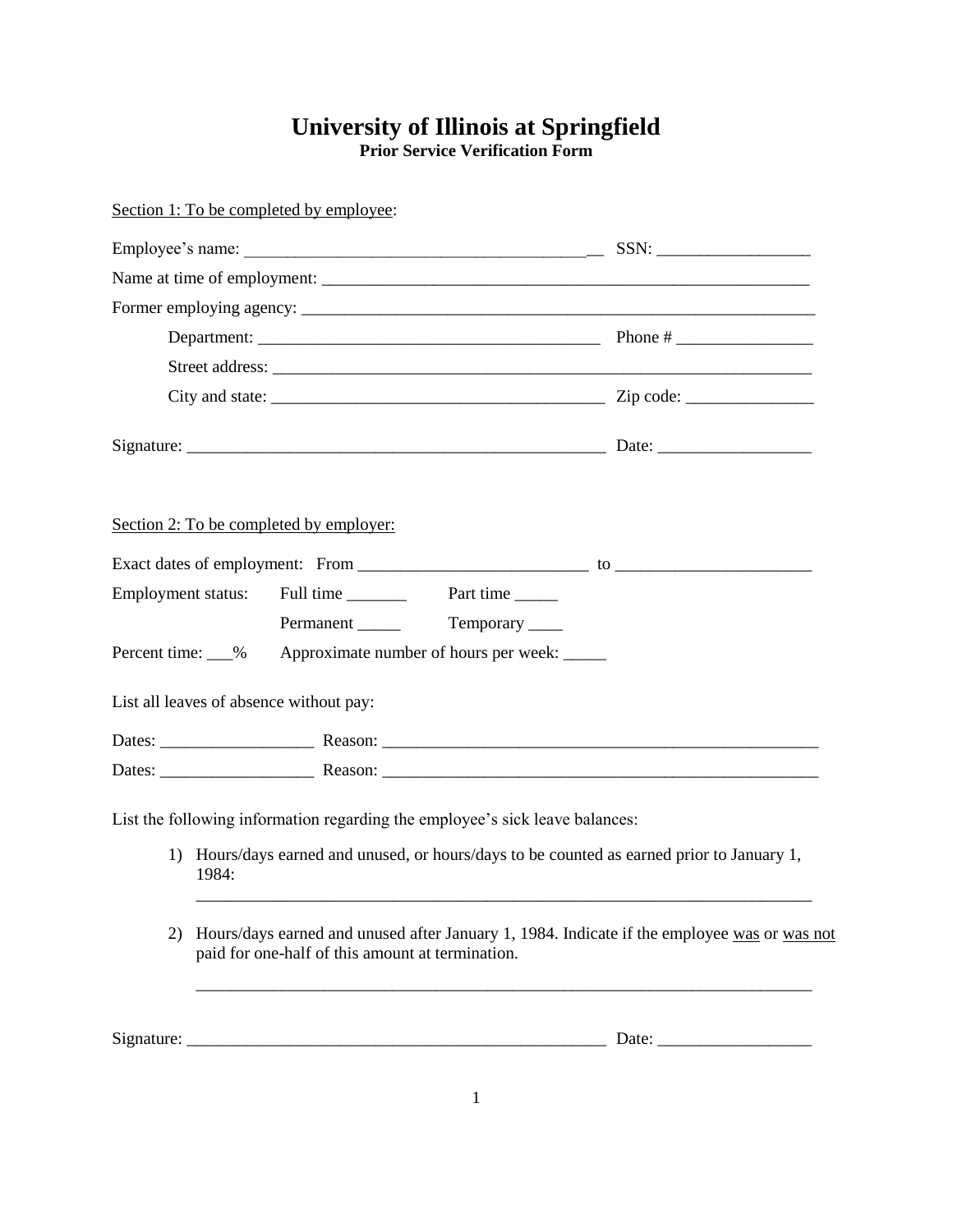# University of Illinois at Springfield

**Prior Service Verification Form**

<u>Section 1: To be completed by employee</u>:

Employee's name: ___________________________________________ SSN: __________________

Name at time of employment: ___________________________________________________________

Former employing agency: ______________________________________________________________

Department: ________________________________________ Phone # ________________

Street address: _________________________________________________________________

City and state: _______________________________________ Zip code: _______________

Signature: ___________________________________________________ Date: __________________

<u>Section 2: To be completed by employer:</u>

Exact dates of employment: From ___________________________ to _______________________

Employment status: Full time _______ Part time _____

Permanent _____ Temporary ____

Percent time: ___% Approximate number of hours per week: _____

List all leaves of absence without pay:

Dates: __________________ Reason: _____________________________________________________

Dates: __________________ Reason: _____________________________________________________

List the following information regarding the employee's sick leave balances:

1) Hours/days earned and unused, or hours/days to be counted as earned prior to January 1, 1984:

   ___________________________________________________________________________

2) Hours/days earned and unused after January 1, 1984. Indicate if the employee <u>was</u> or <u>was not</u> paid for one-half of this amount at termination.

   ___________________________________________________________________________

Signature: ___________________________________________________ Date: __________________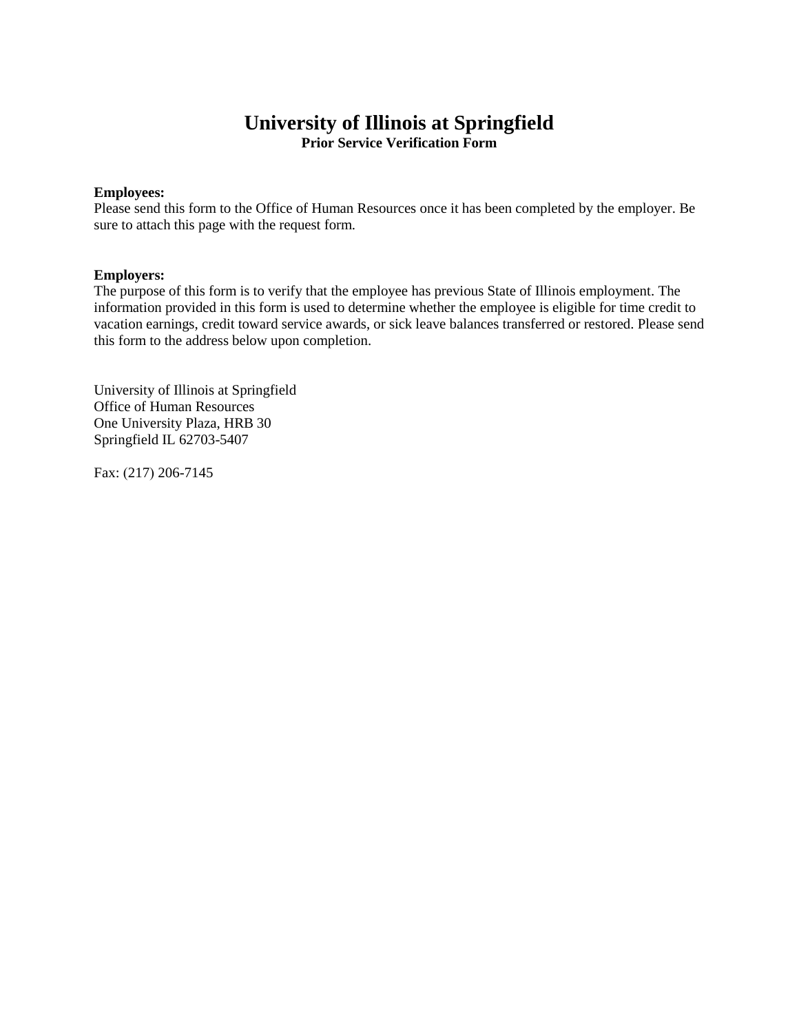# University of Illinois at Springfield

**Prior Service Verification Form**

**Employees:**

Please send this form to the Office of Human Resources once it has been completed by the employer. Be sure to attach this page with the request form.

**Employers:**

The purpose of this form is to verify that the employee has previous State of Illinois employment. The information provided in this form is used to determine whether the employee is eligible for time credit to vacation earnings, credit toward service awards, or sick leave balances transferred or restored. Please send this form to the address below upon completion.

University of Illinois at Springfield
Office of Human Resources
One University Plaza, HRB 30
Springfield IL 62703-5407

Fax: (217) 206-7145